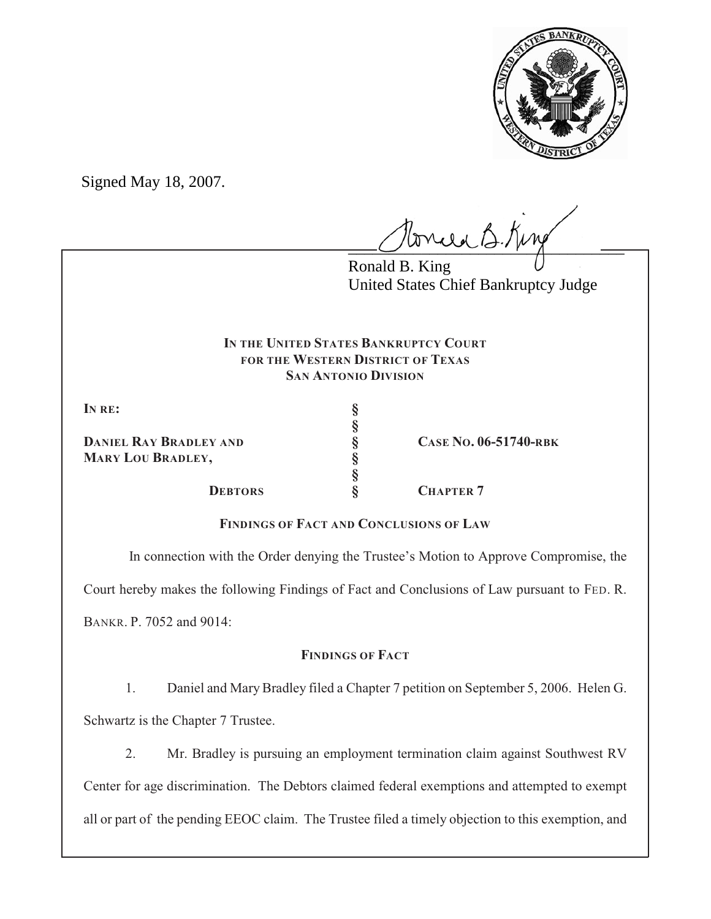Signed May 18, 2007.

Ronald B. King
United States Chief Bankruptcy Judge

**IN THE UNITED STATES BANKRUPTCY COURT**
**FOR THE WESTERN DISTRICT OF TEXAS**
**SAN ANTONIO DIVISION**

| | | |
|---|---|---|
| **IN RE:** | § | |
| | § | |
| **DANIEL RAY BRADLEY AND** | § | **CASE NO. 06-51740-RBK** |
| **MARY LOU BRADLEY,** | § | |
| | § | |
| **DEBTORS** | § | **CHAPTER 7** |

**FINDINGS OF FACT AND CONCLUSIONS OF LAW**

In connection with the Order denying the Trustee's Motion to Approve Compromise, the Court hereby makes the following Findings of Fact and Conclusions of Law pursuant to FED. R. BANKR. P. 7052 and 9014:

**FINDINGS OF FACT**

1. Daniel and Mary Bradley filed a Chapter 7 petition on September 5, 2006. Helen G. Schwartz is the Chapter 7 Trustee.

2. Mr. Bradley is pursuing an employment termination claim against Southwest RV Center for age discrimination. The Debtors claimed federal exemptions and attempted to exempt all or part of the pending EEOC claim. The Trustee filed a timely objection to this exemption, and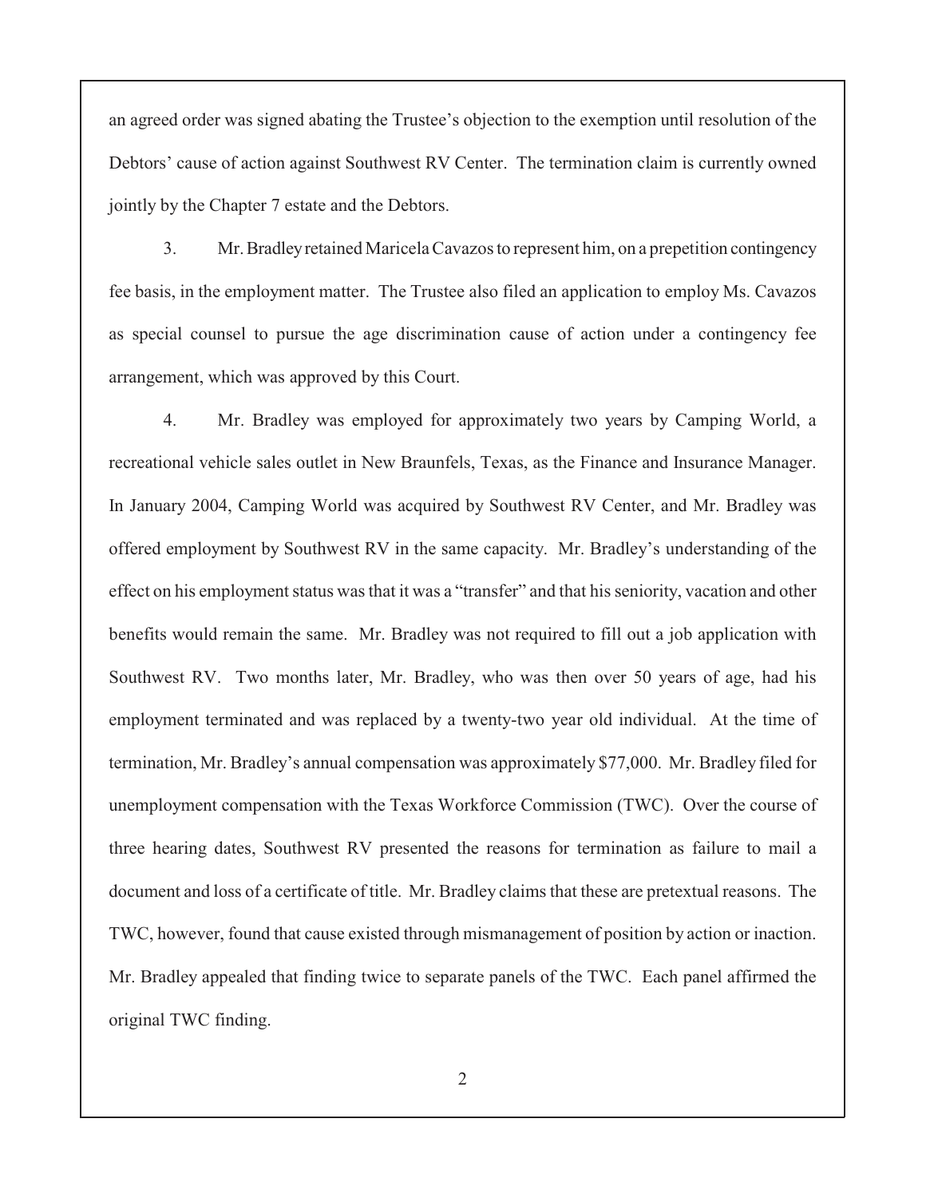an agreed order was signed abating the Trustee's objection to the exemption until resolution of the Debtors' cause of action against Southwest RV Center. The termination claim is currently owned jointly by the Chapter 7 estate and the Debtors.

3. Mr. Bradley retained Maricela Cavazos to represent him, on a prepetition contingency fee basis, in the employment matter. The Trustee also filed an application to employ Ms. Cavazos as special counsel to pursue the age discrimination cause of action under a contingency fee arrangement, which was approved by this Court.

4. Mr. Bradley was employed for approximately two years by Camping World, a recreational vehicle sales outlet in New Braunfels, Texas, as the Finance and Insurance Manager. In January 2004, Camping World was acquired by Southwest RV Center, and Mr. Bradley was offered employment by Southwest RV in the same capacity. Mr. Bradley's understanding of the effect on his employment status was that it was a "transfer" and that his seniority, vacation and other benefits would remain the same. Mr. Bradley was not required to fill out a job application with Southwest RV. Two months later, Mr. Bradley, who was then over 50 years of age, had his employment terminated and was replaced by a twenty-two year old individual. At the time of termination, Mr. Bradley's annual compensation was approximately $77,000. Mr. Bradley filed for unemployment compensation with the Texas Workforce Commission (TWC). Over the course of three hearing dates, Southwest RV presented the reasons for termination as failure to mail a document and loss of a certificate of title. Mr. Bradley claims that these are pretextual reasons. The TWC, however, found that cause existed through mismanagement of position by action or inaction. Mr. Bradley appealed that finding twice to separate panels of the TWC. Each panel affirmed the original TWC finding.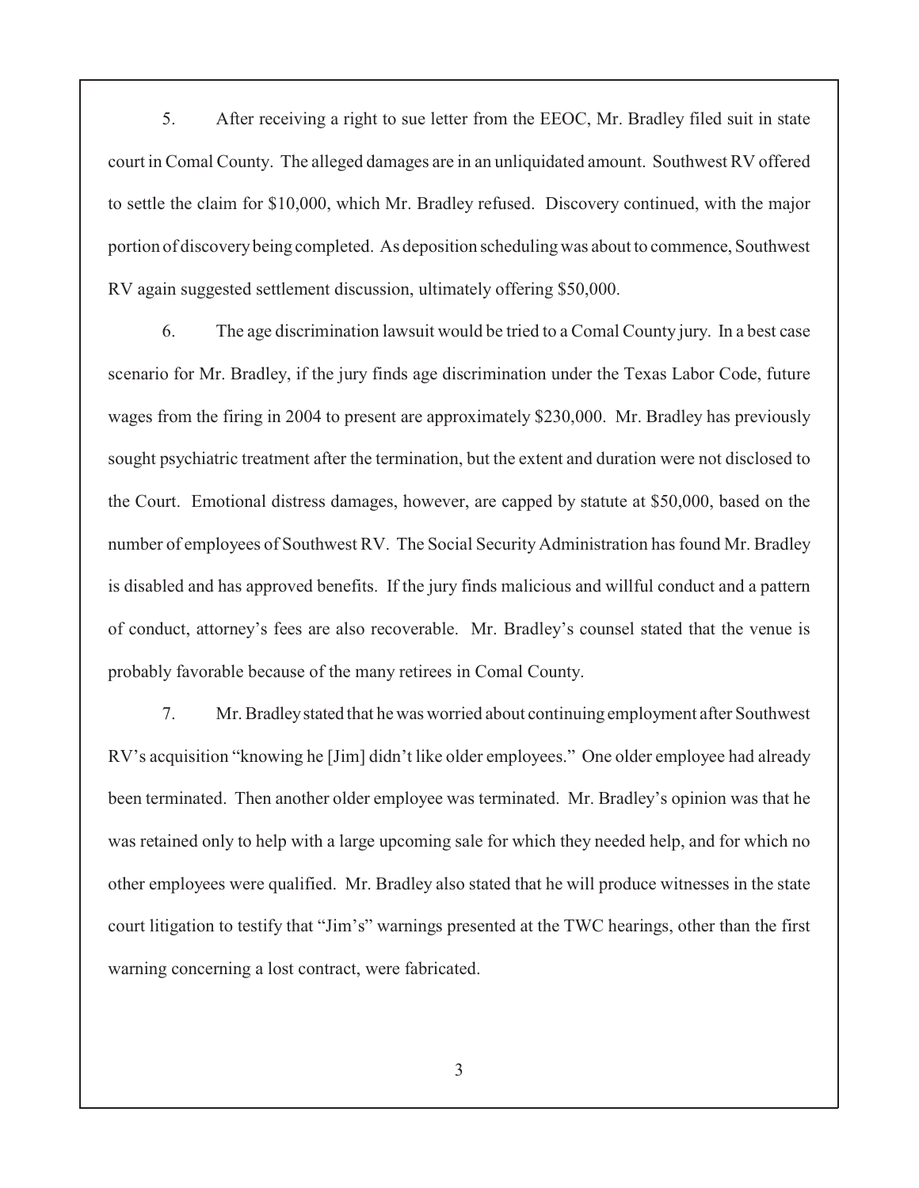5. After receiving a right to sue letter from the EEOC, Mr. Bradley filed suit in state court in Comal County. The alleged damages are in an unliquidated amount. Southwest RV offered to settle the claim for $10,000, which Mr. Bradley refused. Discovery continued, with the major portion of discovery being completed. As deposition scheduling was about to commence, Southwest RV again suggested settlement discussion, ultimately offering $50,000.

6. The age discrimination lawsuit would be tried to a Comal County jury. In a best case scenario for Mr. Bradley, if the jury finds age discrimination under the Texas Labor Code, future wages from the firing in 2004 to present are approximately $230,000. Mr. Bradley has previously sought psychiatric treatment after the termination, but the extent and duration were not disclosed to the Court. Emotional distress damages, however, are capped by statute at $50,000, based on the number of employees of Southwest RV. The Social Security Administration has found Mr. Bradley is disabled and has approved benefits. If the jury finds malicious and willful conduct and a pattern of conduct, attorney's fees are also recoverable. Mr. Bradley's counsel stated that the venue is probably favorable because of the many retirees in Comal County.

7. Mr. Bradley stated that he was worried about continuing employment after Southwest RV's acquisition "knowing he [Jim] didn't like older employees." One older employee had already been terminated. Then another older employee was terminated. Mr. Bradley's opinion was that he was retained only to help with a large upcoming sale for which they needed help, and for which no other employees were qualified. Mr. Bradley also stated that he will produce witnesses in the state court litigation to testify that "Jim's" warnings presented at the TWC hearings, other than the first warning concerning a lost contract, were fabricated.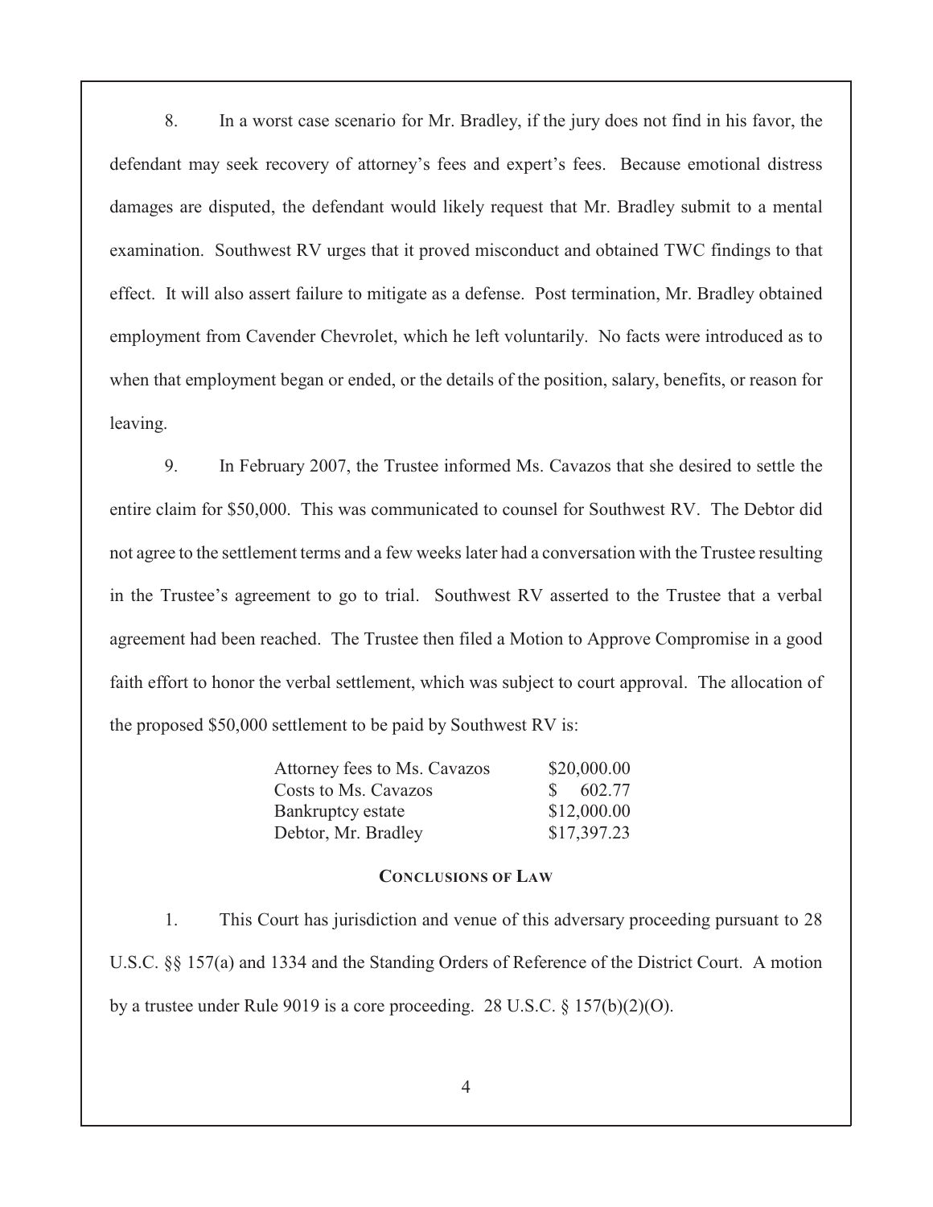8. In a worst case scenario for Mr. Bradley, if the jury does not find in his favor, the defendant may seek recovery of attorney's fees and expert's fees. Because emotional distress damages are disputed, the defendant would likely request that Mr. Bradley submit to a mental examination. Southwest RV urges that it proved misconduct and obtained TWC findings to that effect. It will also assert failure to mitigate as a defense. Post termination, Mr. Bradley obtained employment from Cavender Chevrolet, which he left voluntarily. No facts were introduced as to when that employment began or ended, or the details of the position, salary, benefits, or reason for leaving.

9. In February 2007, the Trustee informed Ms. Cavazos that she desired to settle the entire claim for \$50,000. This was communicated to counsel for Southwest RV. The Debtor did not agree to the settlement terms and a few weeks later had a conversation with the Trustee resulting in the Trustee's agreement to go to trial. Southwest RV asserted to the Trustee that a verbal agreement had been reached. The Trustee then filed a Motion to Approve Compromise in a good faith effort to honor the verbal settlement, which was subject to court approval. The allocation of the proposed \$50,000 settlement to be paid by Southwest RV is:

| | |
|---|---|
| Attorney fees to Ms. Cavazos | \$20,000.00 |
| Costs to Ms. Cavazos | \$ 602.77 |
| Bankruptcy estate | \$12,000.00 |
| Debtor, Mr. Bradley | \$17,397.23 |

**CONCLUSIONS OF LAW**

1. This Court has jurisdiction and venue of this adversary proceeding pursuant to 28 U.S.C. §§ 157(a) and 1334 and the Standing Orders of Reference of the District Court. A motion by a trustee under Rule 9019 is a core proceeding. 28 U.S.C. § 157(b)(2)(O).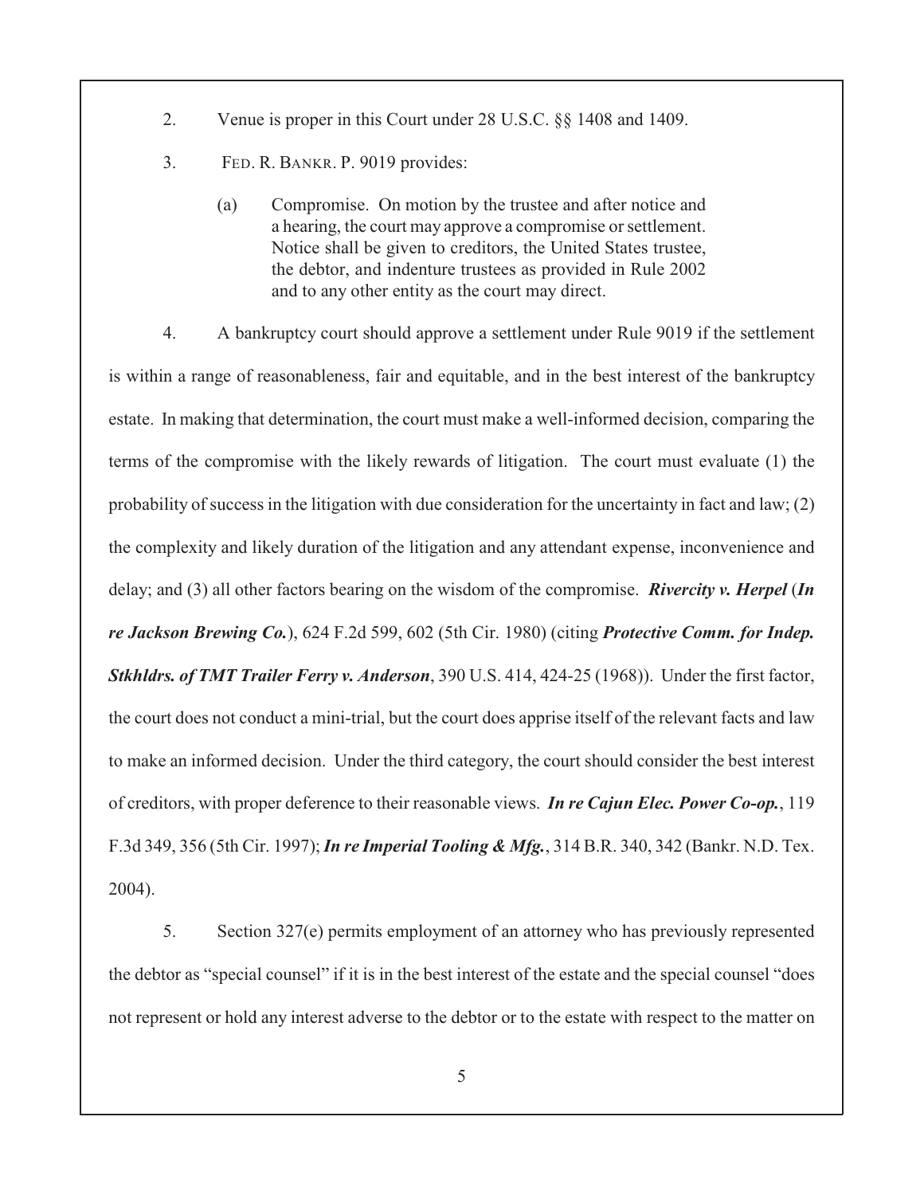2. Venue is proper in this Court under 28 U.S.C. §§ 1408 and 1409.

3. FED. R. BANKR. P. 9019 provides:

> (a) Compromise. On motion by the trustee and after notice and a hearing, the court may approve a compromise or settlement. Notice shall be given to creditors, the United States trustee, the debtor, and indenture trustees as provided in Rule 2002 and to any other entity as the court may direct.

4. A bankruptcy court should approve a settlement under Rule 9019 if the settlement is within a range of reasonableness, fair and equitable, and in the best interest of the bankruptcy estate. In making that determination, the court must make a well-informed decision, comparing the terms of the compromise with the likely rewards of litigation. The court must evaluate (1) the probability of success in the litigation with due consideration for the uncertainty in fact and law; (2) the complexity and likely duration of the litigation and any attendant expense, inconvenience and delay; and (3) all other factors bearing on the wisdom of the compromise. ***Rivercity v. Herpel*** (***In re Jackson Brewing Co.***), 624 F.2d 599, 602 (5th Cir. 1980) (citing ***Protective Comm. for Indep. Stkhldrs. of TMT Trailer Ferry v. Anderson***, 390 U.S. 414, 424-25 (1968)). Under the first factor, the court does not conduct a mini-trial, but the court does apprise itself of the relevant facts and law to make an informed decision. Under the third category, the court should consider the best interest of creditors, with proper deference to their reasonable views. ***In re Cajun Elec. Power Co-op.***, 119 F.3d 349, 356 (5th Cir. 1997); ***In re Imperial Tooling & Mfg.***, 314 B.R. 340, 342 (Bankr. N.D. Tex. 2004).

5. Section 327(e) permits employment of an attorney who has previously represented the debtor as "special counsel" if it is in the best interest of the estate and the special counsel "does not represent or hold any interest adverse to the debtor or to the estate with respect to the matter on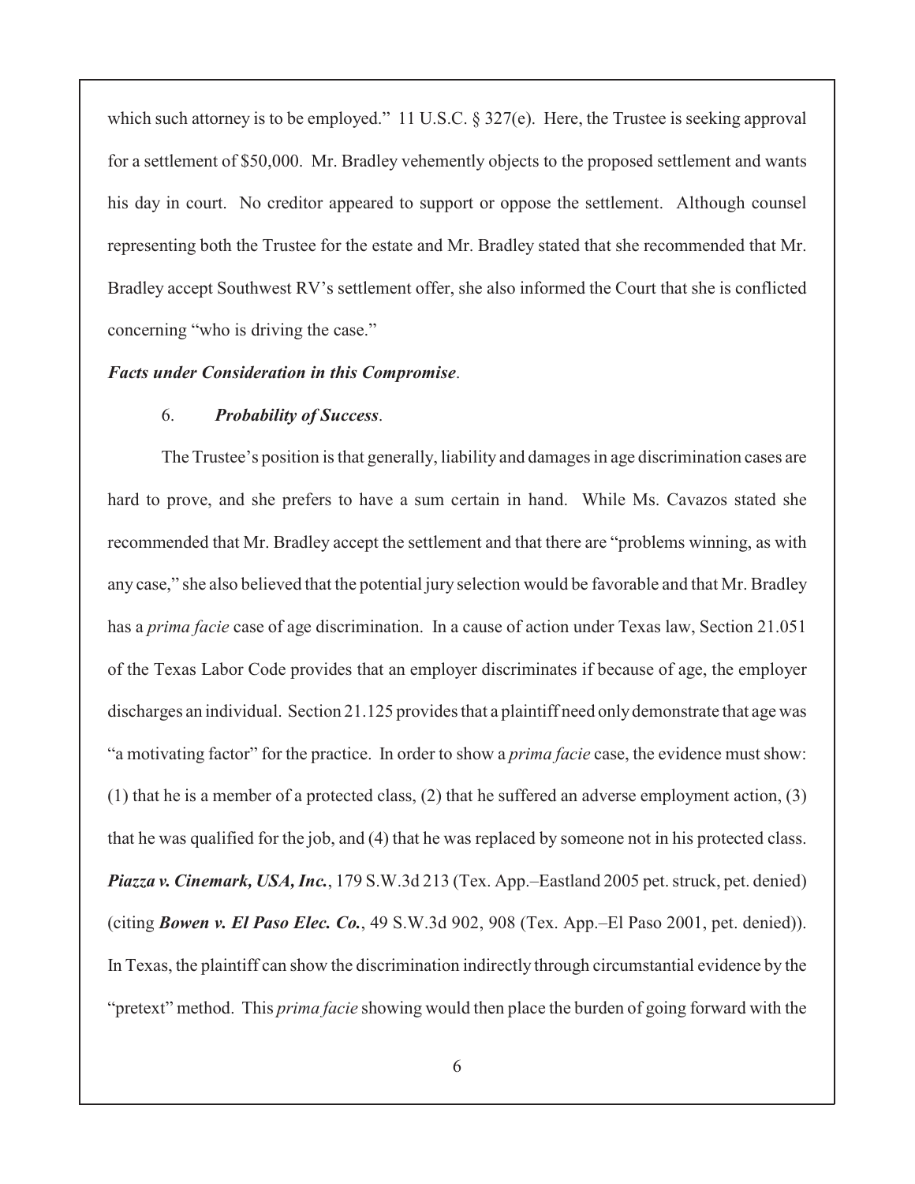which such attorney is to be employed." 11 U.S.C. § 327(e). Here, the Trustee is seeking approval for a settlement of $50,000. Mr. Bradley vehemently objects to the proposed settlement and wants his day in court. No creditor appeared to support or oppose the settlement. Although counsel representing both the Trustee for the estate and Mr. Bradley stated that she recommended that Mr. Bradley accept Southwest RV's settlement offer, she also informed the Court that she is conflicted concerning "who is driving the case."

***Facts under Consideration in this Compromise*.**

6. ***Probability of Success*.**

The Trustee's position is that generally, liability and damages in age discrimination cases are hard to prove, and she prefers to have a sum certain in hand. While Ms. Cavazos stated she recommended that Mr. Bradley accept the settlement and that there are "problems winning, as with any case," she also believed that the potential jury selection would be favorable and that Mr. Bradley has a *prima facie* case of age discrimination. In a cause of action under Texas law, Section 21.051 of the Texas Labor Code provides that an employer discriminates if because of age, the employer discharges an individual. Section 21.125 provides that a plaintiff need only demonstrate that age was "a motivating factor" for the practice. In order to show a *prima facie* case, the evidence must show: (1) that he is a member of a protected class, (2) that he suffered an adverse employment action, (3) that he was qualified for the job, and (4) that he was replaced by someone not in his protected class. ***Piazza v. Cinemark, USA, Inc.***, 179 S.W.3d 213 (Tex. App.–Eastland 2005 pet. struck, pet. denied) (citing ***Bowen v. El Paso Elec. Co.***, 49 S.W.3d 902, 908 (Tex. App.–El Paso 2001, pet. denied)). In Texas, the plaintiff can show the discrimination indirectly through circumstantial evidence by the "pretext" method. This *prima facie* showing would then place the burden of going forward with the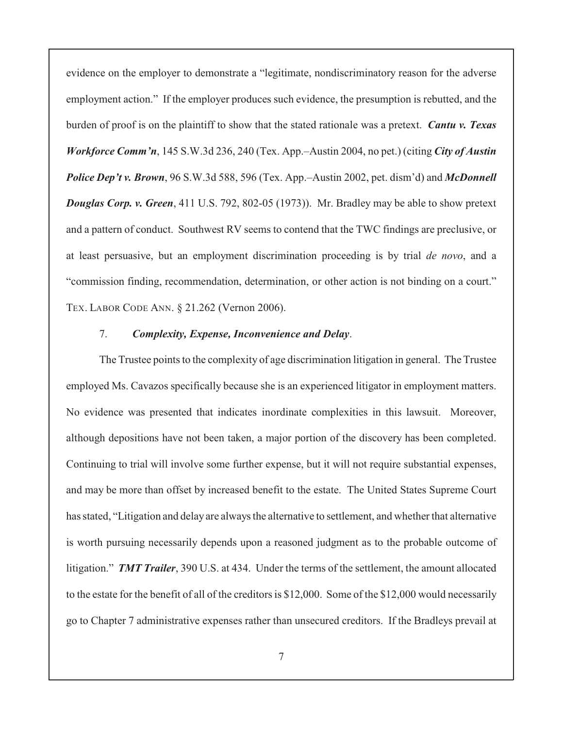evidence on the employer to demonstrate a "legitimate, nondiscriminatory reason for the adverse employment action." If the employer produces such evidence, the presumption is rebutted, and the burden of proof is on the plaintiff to show that the stated rationale was a pretext. ***Cantu v. Texas Workforce Comm'n***, 145 S.W.3d 236, 240 (Tex. App.–Austin 2004, no pet.) (citing ***City of Austin Police Dep't v. Brown***, 96 S.W.3d 588, 596 (Tex. App.–Austin 2002, pet. dism'd) and ***McDonnell Douglas Corp. v. Green***, 411 U.S. 792, 802-05 (1973)). Mr. Bradley may be able to show pretext and a pattern of conduct. Southwest RV seems to contend that the TWC findings are preclusive, or at least persuasive, but an employment discrimination proceeding is by trial *de novo*, and a "commission finding, recommendation, determination, or other action is not binding on a court." TEX. LABOR CODE ANN. § 21.262 (Vernon 2006).

7. ***Complexity, Expense, Inconvenience and Delay***.

The Trustee points to the complexity of age discrimination litigation in general. The Trustee employed Ms. Cavazos specifically because she is an experienced litigator in employment matters. No evidence was presented that indicates inordinate complexities in this lawsuit. Moreover, although depositions have not been taken, a major portion of the discovery has been completed. Continuing to trial will involve some further expense, but it will not require substantial expenses, and may be more than offset by increased benefit to the estate. The United States Supreme Court has stated, "Litigation and delay are always the alternative to settlement, and whether that alternative is worth pursuing necessarily depends upon a reasoned judgment as to the probable outcome of litigation." ***TMT Trailer***, 390 U.S. at 434. Under the terms of the settlement, the amount allocated to the estate for the benefit of all of the creditors is $12,000. Some of the $12,000 would necessarily go to Chapter 7 administrative expenses rather than unsecured creditors. If the Bradleys prevail at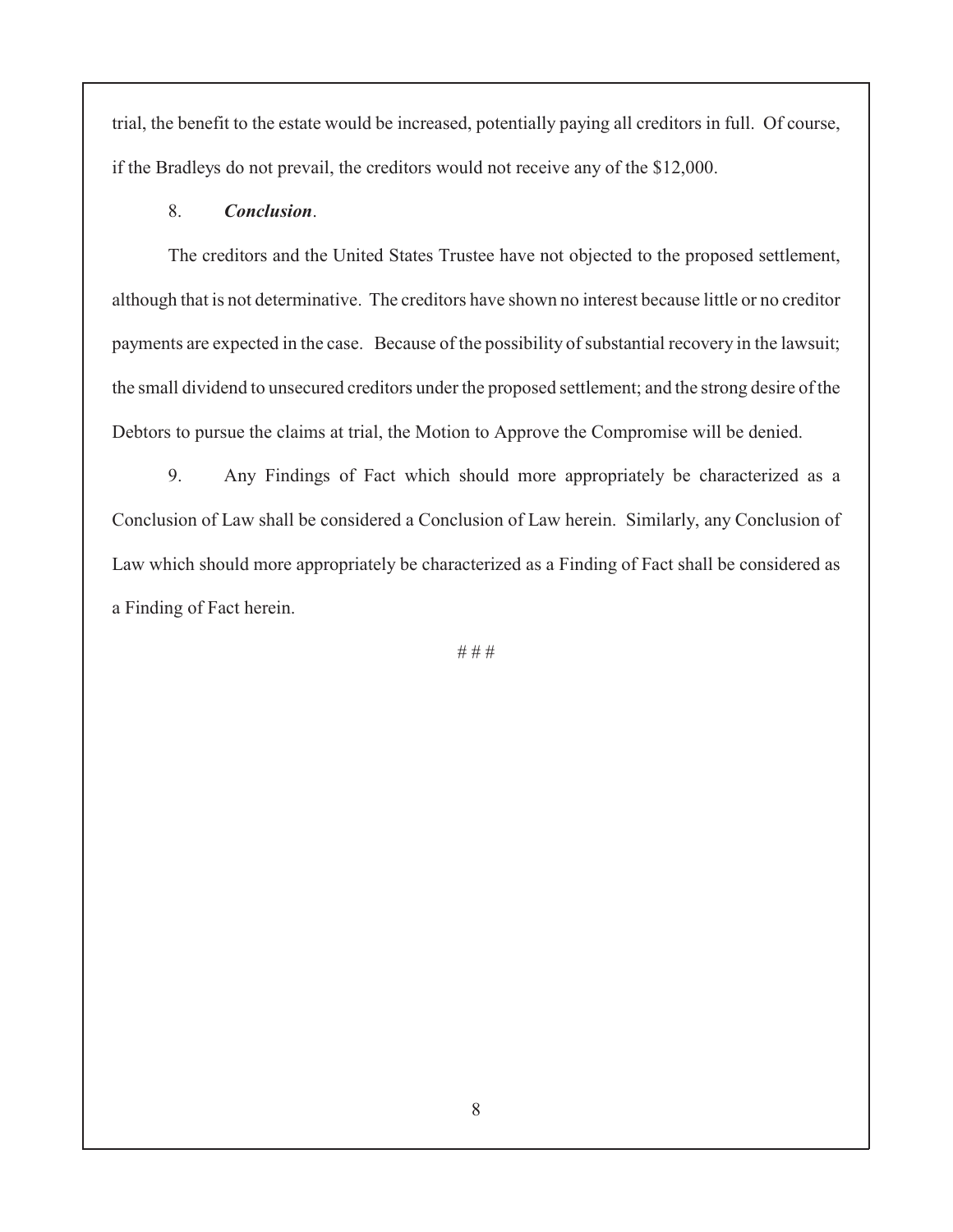trial, the benefit to the estate would be increased, potentially paying all creditors in full. Of course, if the Bradleys do not prevail, the creditors would not receive any of the $12,000.

8. ***Conclusion***.

The creditors and the United States Trustee have not objected to the proposed settlement, although that is not determinative. The creditors have shown no interest because little or no creditor payments are expected in the case. Because of the possibility of substantial recovery in the lawsuit; the small dividend to unsecured creditors under the proposed settlement; and the strong desire of the Debtors to pursue the claims at trial, the Motion to Approve the Compromise will be denied.

9. Any Findings of Fact which should more appropriately be characterized as a Conclusion of Law shall be considered a Conclusion of Law herein. Similarly, any Conclusion of Law which should more appropriately be characterized as a Finding of Fact shall be considered as a Finding of Fact herein.

# # #